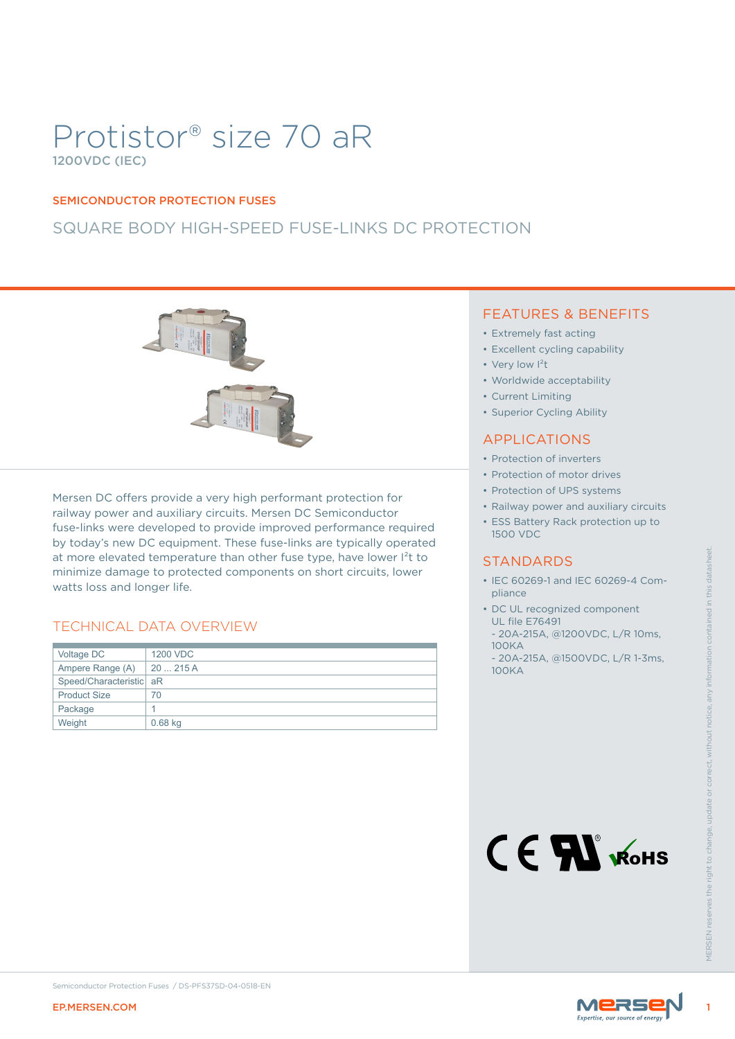# Protistor® size 70 aR

1200VDC (IEC)

SEMICONDUCTOR PROTECTION FUSES

## SQUARE BODY HIGH-SPEED FUSE-LINKS DC PROTECTION

Mersen DC offers provide a very high performant protection for railway power and auxiliary circuits. Mersen DC Semiconductor fuse-links were developed to provide improved performance required by today's new DC equipment. These fuse-links are typically operated at more elevated temperature than other fuse type, have lower $I^2t$ to minimize damage to protected components on short circuits, lower watts loss and longer life.

## TECHNICAL DATA OVERVIEW

| | |
|---|---|
| Voltage DC | 1200 VDC |
| Ampere Range (A) | 20 ... 215 A |
| Speed/Characteristic | aR |
| Product Size | 70 |
| Package | 1 |
| Weight | 0.68 kg |

## FEATURES & BENEFITS

- Extremely fast acting
- Excellent cycling capability
- Very low $I^2t$
- Worldwide acceptability
- Current Limiting
- Superior Cycling Ability

## APPLICATIONS

- Protection of inverters
- Protection of motor drives
- Protection of UPS systems
- Railway power and auxiliary circuits
- ESS Battery Rack protection up to 1500 VDC

## STANDARDS

- IEC 60269-1 and IEC 60269-4 Compliance
- DC UL recognized component UL file E76491
  - 20A-215A, @1200VDC, L/R 10ms, 100KA
  - 20A-215A, @1500VDC, L/R 1-3ms, 100KA

MERSEN reserves the right to change, update or correct, without notice, any information contained in this datasheet.

Semiconductor Protection Fuses / DS-PFS37SD-04-0518-EN

EP.MERSEN.COM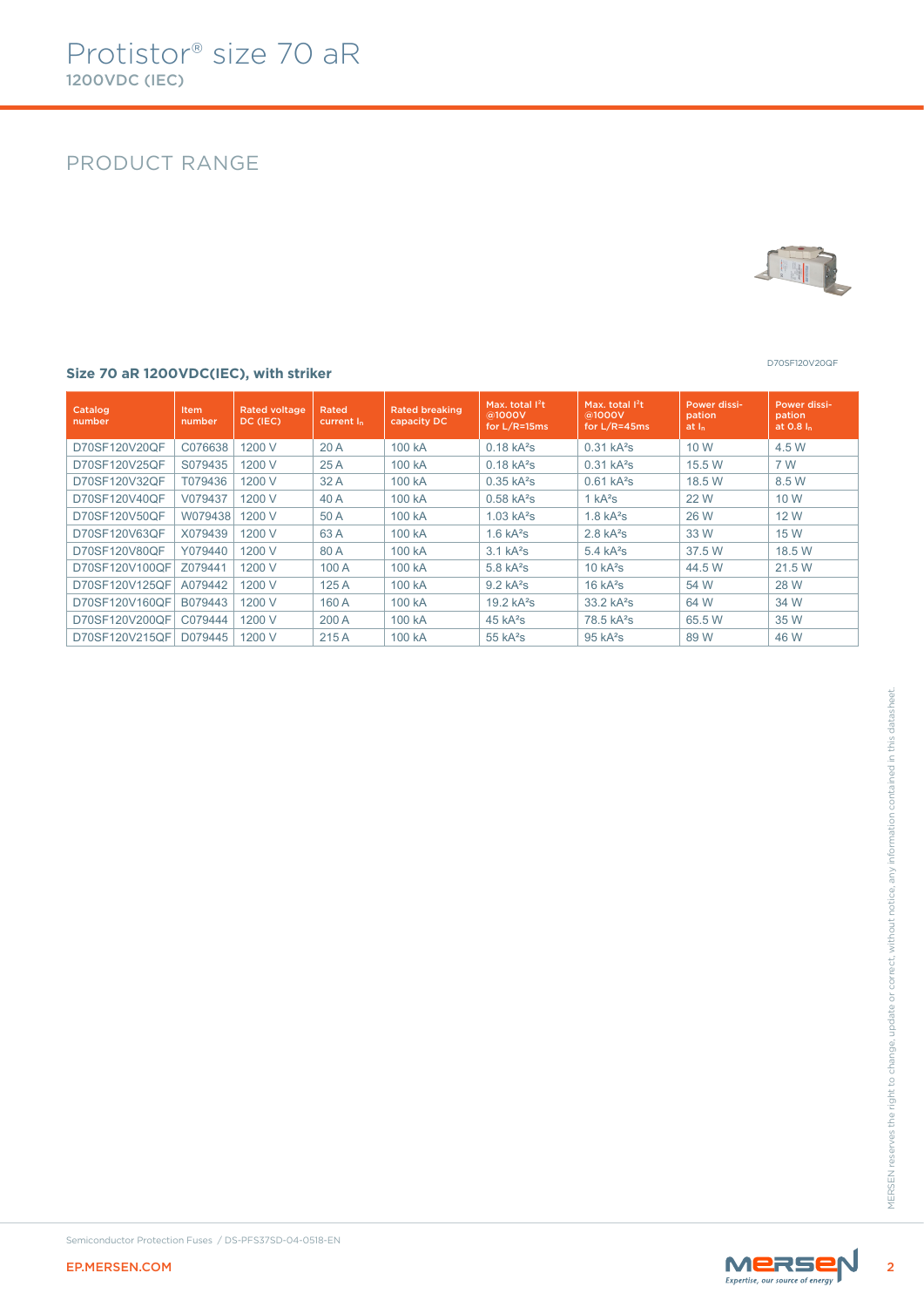# Protistor® size 70 aR

1200VDC (IEC)

## PRODUCT RANGE

D70SF120V20QF

### Size 70 aR 1200VDC(IEC), with striker

| Catalog number | Item number | Rated voltage DC (IEC) | Rated current $I_n$ | Rated breaking capacity DC | Max. total $I^2t$ @1000V for L/R=15ms | Max. total $I^2t$ @1000V for L/R=45ms | Power dissipation at $I_n$ | Power dissipation at 0.8 $I_n$ |
|---|---|---|---|---|---|---|---|---|
| D70SF120V20QF | C076638 | 1200 V | 20 A | 100 kA | 0.18 kA²s | 0.31 kA²s | 10 W | 4.5 W |
| D70SF120V25QF | S079435 | 1200 V | 25 A | 100 kA | 0.18 kA²s | 0.31 kA²s | 15.5 W | 7 W |
| D70SF120V32QF | T079436 | 1200 V | 32 A | 100 kA | 0.35 kA²s | 0.61 kA²s | 18.5 W | 8.5 W |
| D70SF120V40QF | V079437 | 1200 V | 40 A | 100 kA | 0.58 kA²s | 1 kA²s | 22 W | 10 W |
| D70SF120V50QF | W079438 | 1200 V | 50 A | 100 kA | 1.03 kA²s | 1.8 kA²s | 26 W | 12 W |
| D70SF120V63QF | X079439 | 1200 V | 63 A | 100 kA | 1.6 kA²s | 2.8 kA²s | 33 W | 15 W |
| D70SF120V80QF | Y079440 | 1200 V | 80 A | 100 kA | 3.1 kA²s | 5.4 kA²s | 37.5 W | 18.5 W |
| D70SF120V100QF | Z079441 | 1200 V | 100 A | 100 kA | 5.8 kA²s | 10 kA²s | 44.5 W | 21.5 W |
| D70SF120V125QF | A079442 | 1200 V | 125 A | 100 kA | 9.2 kA²s | 16 kA²s | 54 W | 28 W |
| D70SF120V160QF | B079443 | 1200 V | 160 A | 100 kA | 19.2 kA²s | 33.2 kA²s | 64 W | 34 W |
| D70SF120V200QF | C079444 | 1200 V | 200 A | 100 kA | 45 kA²s | 78.5 kA²s | 65.5 W | 35 W |
| D70SF120V215QF | D079445 | 1200 V | 215 A | 100 kA | 55 kA²s | 95 kA²s | 89 W | 46 W |

MERSEN reserves the right to change, update or correct, without notice, any information contained in this datasheet.

Semiconductor Protection Fuses / DS-PFS37SD-04-0518-EN

EP.MERSEN.COM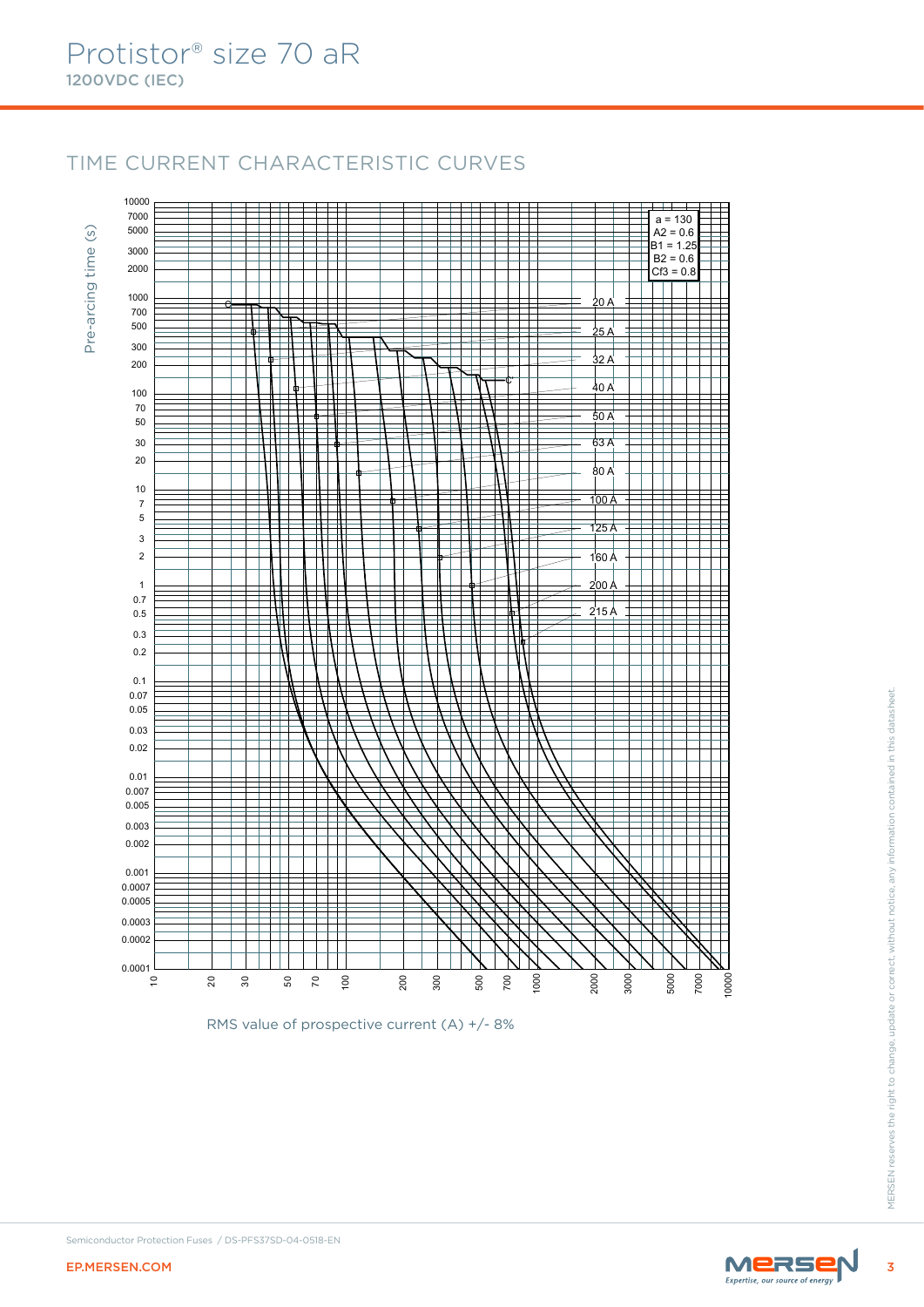# Protistor® size 70 aR

**1200VDC (IEC)**

## TIME CURRENT CHARACTERISTIC CURVES

Pre-arcing time (s)

a = 130
A2 = 0.6
B1 = 1.25
B2 = 0.6
Cf3 = 0.8

20 A
25 A
32 A
40 A
50 A
63 A
80 A
100 A
125 A
160 A
200 A
215 A

RMS value of prospective current (A) +/- 8%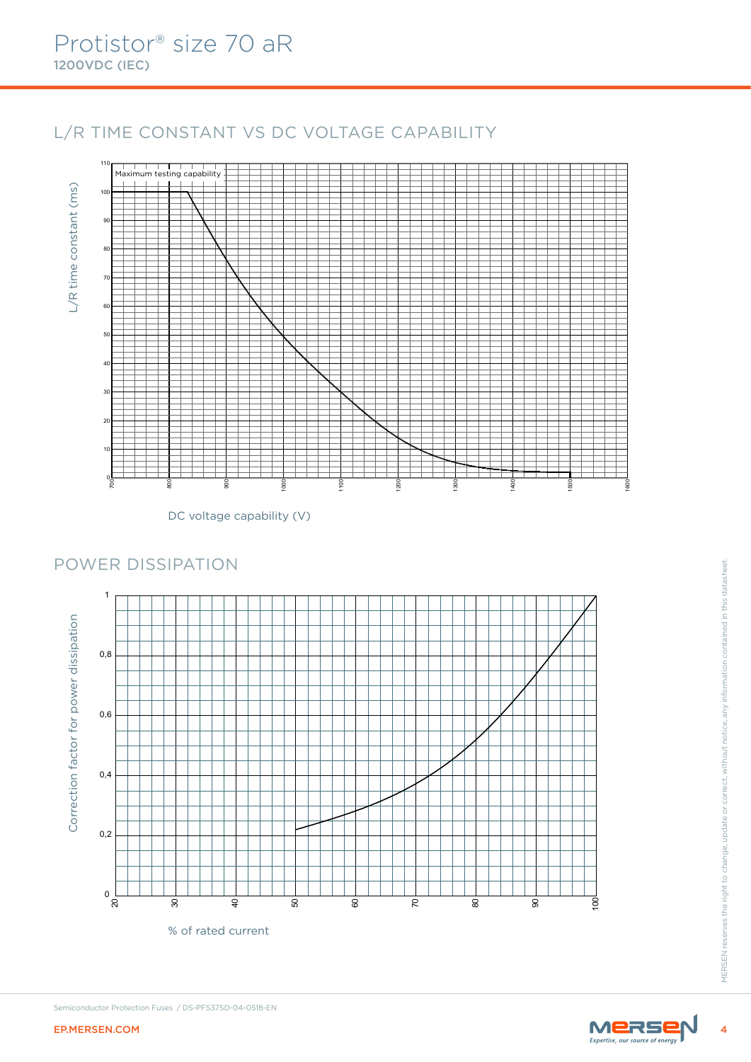# Protistor® size 70 aR

**1200VDC (IEC)**

## L/R TIME CONSTANT VS DC VOLTAGE CAPABILITY

Maximum testing capability

L/R time constant (ms)

DC voltage capability (V)

## POWER DISSIPATION

Correction factor for power dissipation

% of rated current

Semiconductor Protection Fuses / DS-PFS37SD-04-0518-EN

EP.MERSEN.COM

MERSEN reserves the right to change, update or correct, without notice, any information contained in this datasheet.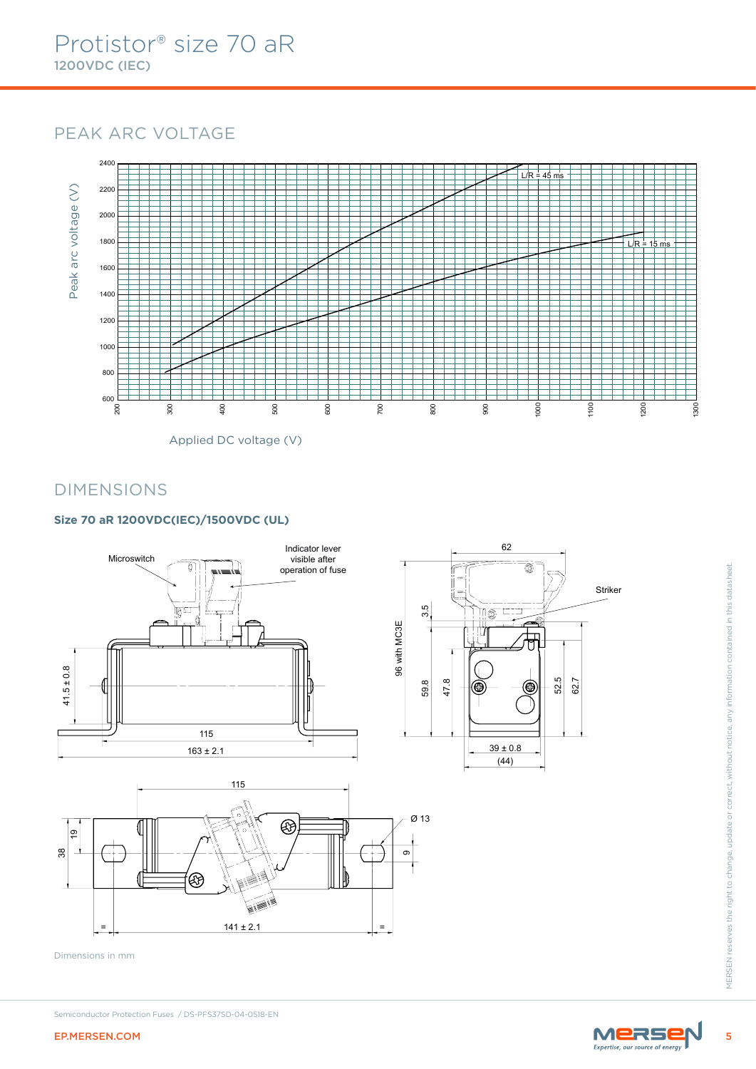# Protistor® size 70 aR

**1200VDC (IEC)**

## PEAK ARC VOLTAGE

Peak arc voltage (V)

2400
2200
2000
1800
1600
1400
1200
1000
800
600

200 300 400 500 600 700 800 900 1000 1100 1200 1300

L/R = 45 ms

L/R = 15 ms

Applied DC voltage (V)

## DIMENSIONS

### Size 70 aR 1200VDC(IEC)/1500VDC (UL)

Microswitch

Indicator lever visible after operation of fuse

41.5 ± 0.8

115

163 ± 2.1

62

Striker

96 with MC3E

3.5

59.8

47.8

52.5

62.7

39 ± 0.8

(44)

115

Ø 13

38

19

9

=

141 ± 2.1

=

Dimensions in mm

Semiconductor Protection Fuses / DS-PFS37SD-04-0518-EN

EP.MERSEN.COM

MERSEN reserves the right to change, update or correct, without notice, any information contained in this datasheet.